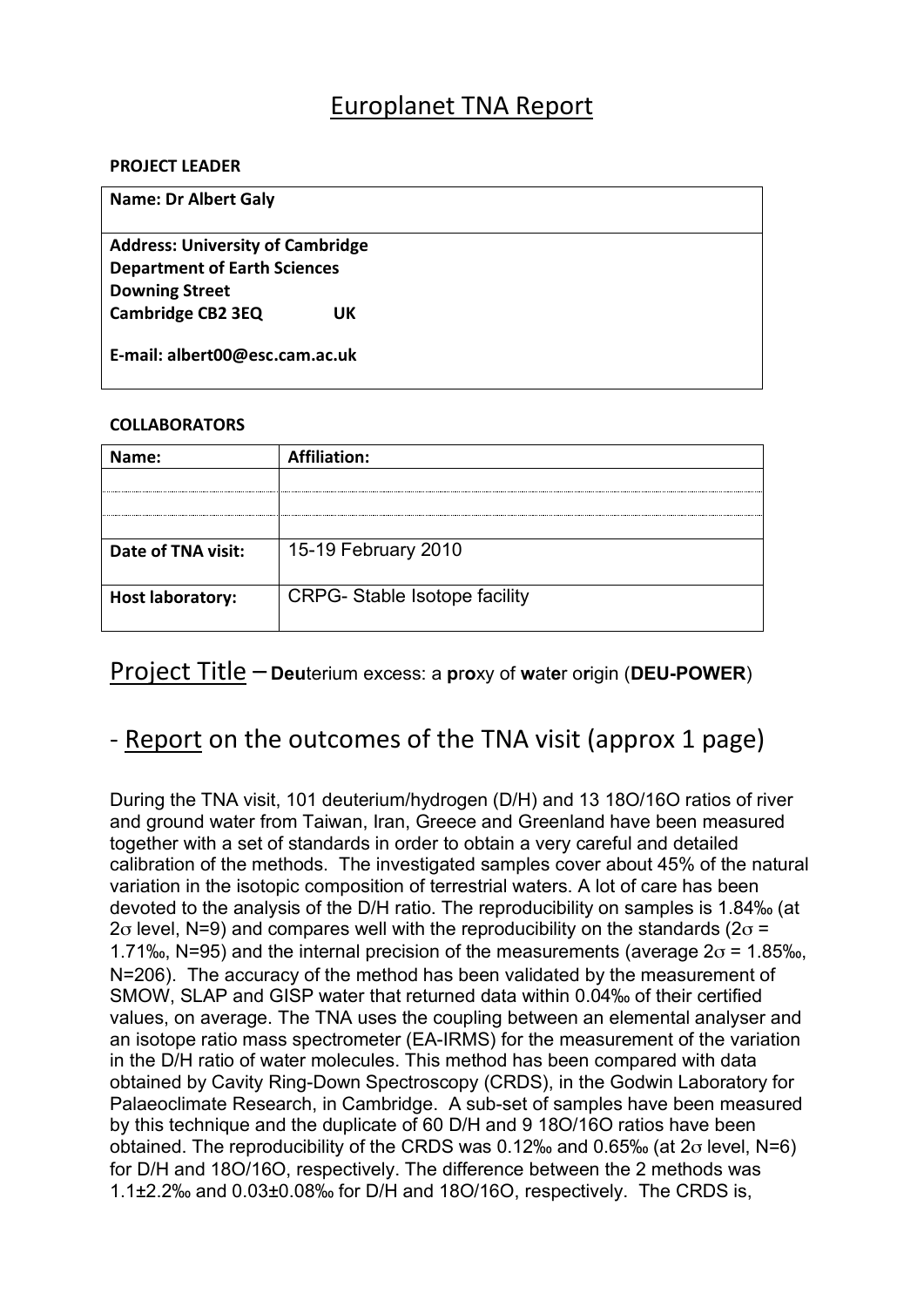# Europlanet TNA Report

**PROJECT LEADER**

| **Name: Dr Albert Galy** |
|---|
| **Address: University of Cambridge**<br>**Department of Earth Sciences**<br>**Downing Street**<br>**Cambridge CB2 3EQ UK**<br><br>**E-mail: albert00@esc.cam.ac.uk** |

**COLLABORATORS**

| **Name:** | **Affiliation:** |
|---|---|
| | |
| | |
| | |
| **Date of TNA visit:** | 15-19 February 2010 |
| **Host laboratory:** | CRPG- Stable Isotope facility |

## Project Title – **Deu**terium excess: a **p**r**o**xy of **w**at**e**r o**r**igin (**DEU-POWER**)

## - Report on the outcomes of the TNA visit (approx 1 page)

During the TNA visit, 101 deuterium/hydrogen (D/H) and 13 18O/16O ratios of river and ground water from Taiwan, Iran, Greece and Greenland have been measured together with a set of standards in order to obtain a very careful and detailed calibration of the methods. The investigated samples cover about 45% of the natural variation in the isotopic composition of terrestrial waters. A lot of care has been devoted to the analysis of the D/H ratio. The reproducibility on samples is 1.84‰ (at $2\sigma$ level, N=9) and compares well with the reproducibility on the standards ($2\sigma$ = 1.71‰, N=95) and the internal precision of the measurements (average $2\sigma$ = 1.85‰, N=206). The accuracy of the method has been validated by the measurement of SMOW, SLAP and GISP water that returned data within 0.04‰ of their certified values, on average. The TNA uses the coupling between an elemental analyser and an isotope ratio mass spectrometer (EA-IRMS) for the measurement of the variation in the D/H ratio of water molecules. This method has been compared with data obtained by Cavity Ring-Down Spectroscopy (CRDS), in the Godwin Laboratory for Palaeoclimate Research, in Cambridge. A sub-set of samples have been measured by this technique and the duplicate of 60 D/H and 9 18O/16O ratios have been obtained. The reproducibility of the CRDS was 0.12‰ and 0.65‰ (at $2\sigma$ level, N=6) for D/H and 18O/16O, respectively. The difference between the 2 methods was 1.1±2.2‰ and 0.03±0.08‰ for D/H and 18O/16O, respectively. The CRDS is,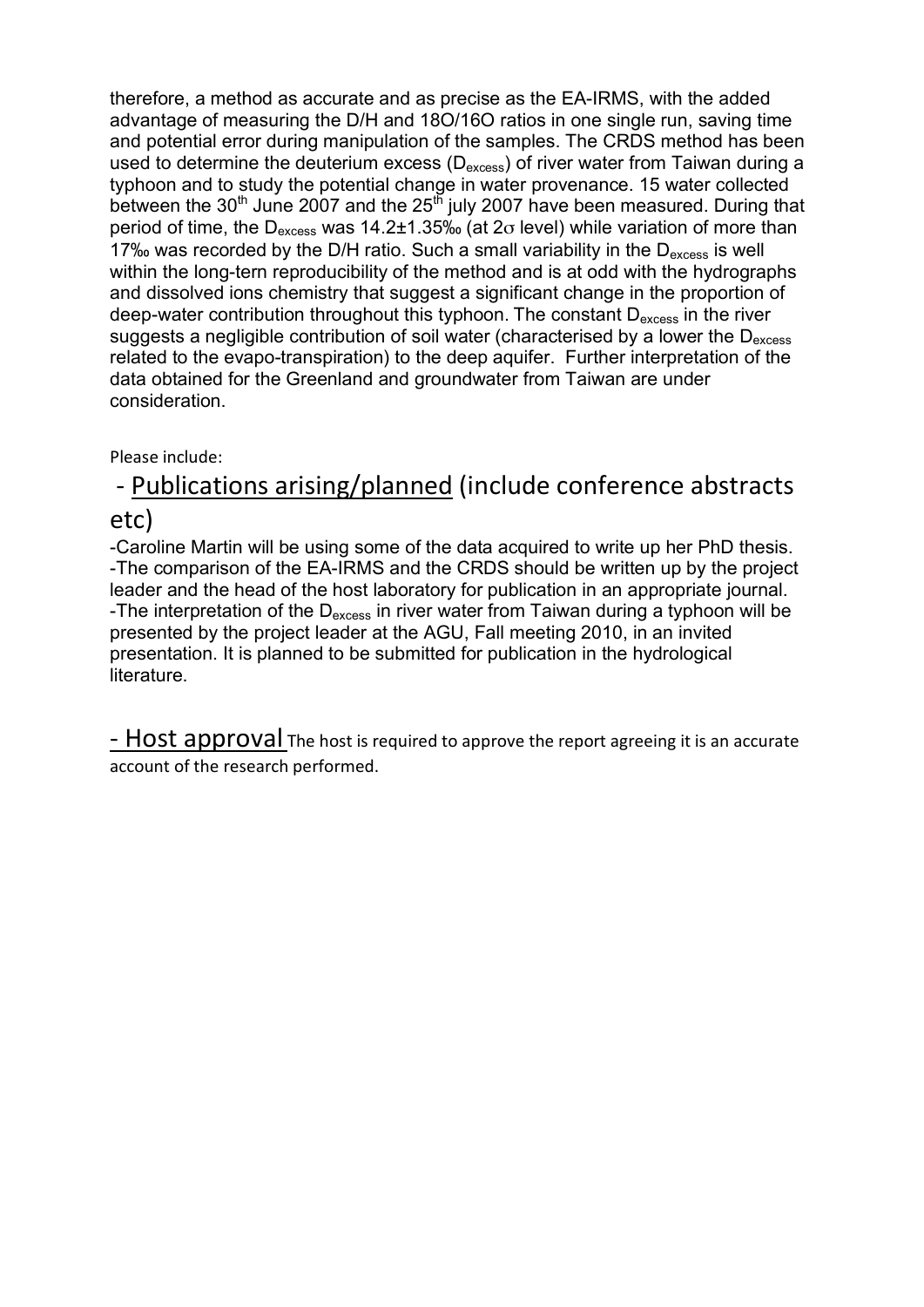therefore, a method as accurate and as precise as the EA-IRMS, with the added advantage of measuring the D/H and 18O/16O ratios in one single run, saving time and potential error during manipulation of the samples. The CRDS method has been used to determine the deuterium excess ($D_{excess}$) of river water from Taiwan during a typhoon and to study the potential change in water provenance. 15 water collected between the 30$^{th}$ June 2007 and the 25$^{th}$ july 2007 have been measured. During that period of time, the $D_{excess}$ was 14.2±1.35‰ (at 2$\sigma$ level) while variation of more than 17‰ was recorded by the D/H ratio. Such a small variability in the $D_{excess}$ is well within the long-tern reproducibility of the method and is at odd with the hydrographs and dissolved ions chemistry that suggest a significant change in the proportion of deep-water contribution throughout this typhoon. The constant $D_{excess}$ in the river suggests a negligible contribution of soil water (characterised by a lower the $D_{excess}$ related to the evapo-transpiration) to the deep aquifer. Further interpretation of the data obtained for the Greenland and groundwater from Taiwan are under consideration.

Please include:

## - <u>Publications arising/planned</u> (include conference abstracts etc)

-Caroline Martin will be using some of the data acquired to write up her PhD thesis.
-The comparison of the EA-IRMS and the CRDS should be written up by the project leader and the head of the host laboratory for publication in an appropriate journal.
-The interpretation of the $D_{excess}$ in river water from Taiwan during a typhoon will be presented by the project leader at the AGU, Fall meeting 2010, in an invited presentation. It is planned to be submitted for publication in the hydrological literature.

## <u>- Host approval</u> The host is required to approve the report agreeing it is an accurate account of the research performed.